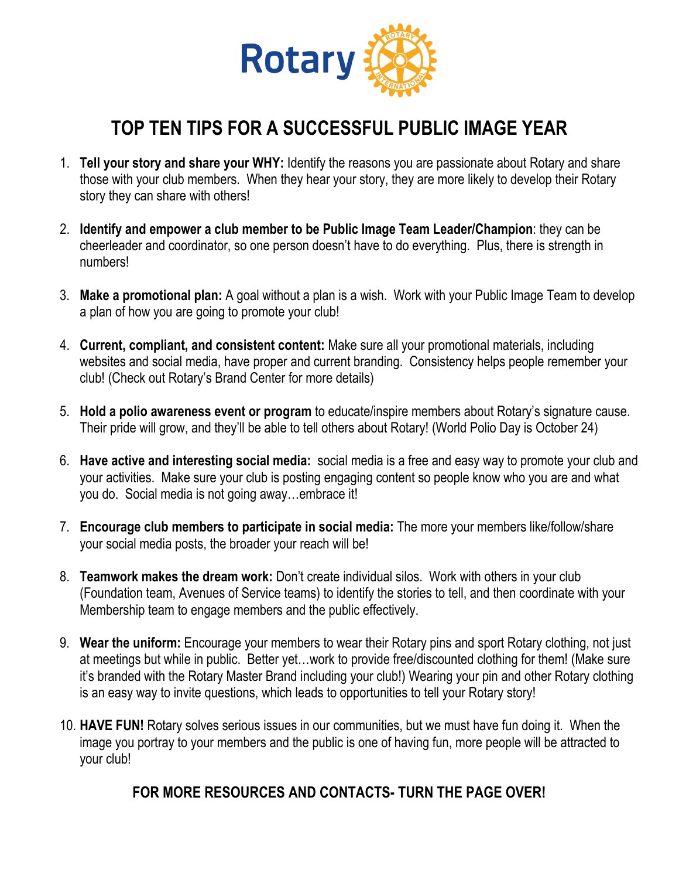Rotary

# TOP TEN TIPS FOR A SUCCESSFUL PUBLIC IMAGE YEAR

1. **Tell your story and share your WHY:** Identify the reasons you are passionate about Rotary and share those with your club members. When they hear your story, they are more likely to develop their Rotary story they can share with others!

2. **Identify and empower a club member to be Public Image Team Leader/Champion**: they can be cheerleader and coordinator, so one person doesn't have to do everything. Plus, there is strength in numbers!

3. **Make a promotional plan:** A goal without a plan is a wish. Work with your Public Image Team to develop a plan of how you are going to promote your club!

4. **Current, compliant, and consistent content:** Make sure all your promotional materials, including websites and social media, have proper and current branding. Consistency helps people remember your club! (Check out Rotary's Brand Center for more details)

5. **Hold a polio awareness event or program** to educate/inspire members about Rotary's signature cause. Their pride will grow, and they'll be able to tell others about Rotary! (World Polio Day is October 24)

6. **Have active and interesting social media:** social media is a free and easy way to promote your club and your activities. Make sure your club is posting engaging content so people know who you are and what you do. Social media is not going away…embrace it!

7. **Encourage club members to participate in social media:** The more your members like/follow/share your social media posts, the broader your reach will be!

8. **Teamwork makes the dream work:** Don't create individual silos. Work with others in your club (Foundation team, Avenues of Service teams) to identify the stories to tell, and then coordinate with your Membership team to engage members and the public effectively.

9. **Wear the uniform:** Encourage your members to wear their Rotary pins and sport Rotary clothing, not just at meetings but while in public. Better yet…work to provide free/discounted clothing for them! (Make sure it's branded with the Rotary Master Brand including your club!) Wearing your pin and other Rotary clothing is an easy way to invite questions, which leads to opportunities to tell your Rotary story!

10. **HAVE FUN!** Rotary solves serious issues in our communities, but we must have fun doing it. When the image you portray to your members and the public is one of having fun, more people will be attracted to your club!

**FOR MORE RESOURCES AND CONTACTS- TURN THE PAGE OVER!**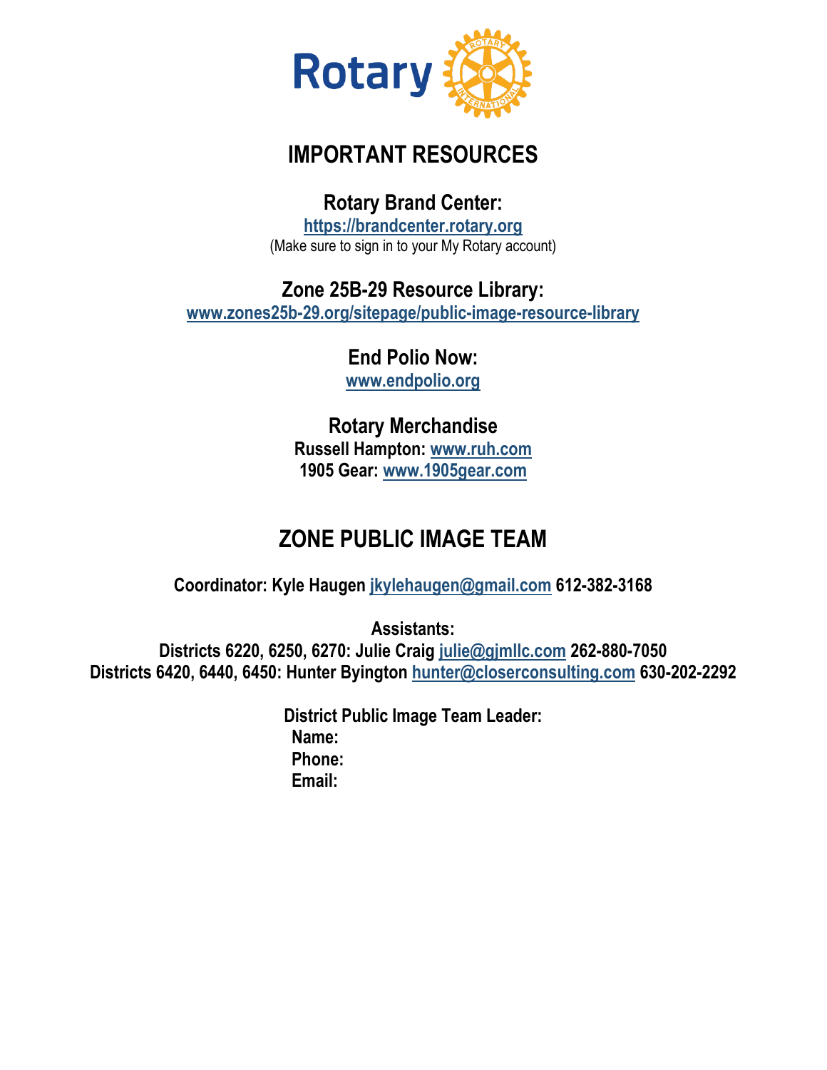# IMPORTANT RESOURCES

**Rotary Brand Center:**
https://brandcenter.rotary.org
(Make sure to sign in to your My Rotary account)

**Zone 25B-29 Resource Library:**
www.zones25b-29.org/sitepage/public-image-resource-library

**End Polio Now:**
www.endpolio.org

**Rotary Merchandise**
**Russell Hampton:** www.ruh.com
**1905 Gear:** www.1905gear.com

# ZONE PUBLIC IMAGE TEAM

**Coordinator: Kyle Haugen** jkylehaugen@gmail.com **612-382-3168**

**Assistants:**
**Districts 6220, 6250, 6270: Julie Craig** julie@gjmllc.com **262-880-7050**
**Districts 6420, 6440, 6450: Hunter Byington** hunter@closerconsulting.com **630-202-2292**

**District Public Image Team Leader:**
**Name:**
**Phone:**
**Email:**